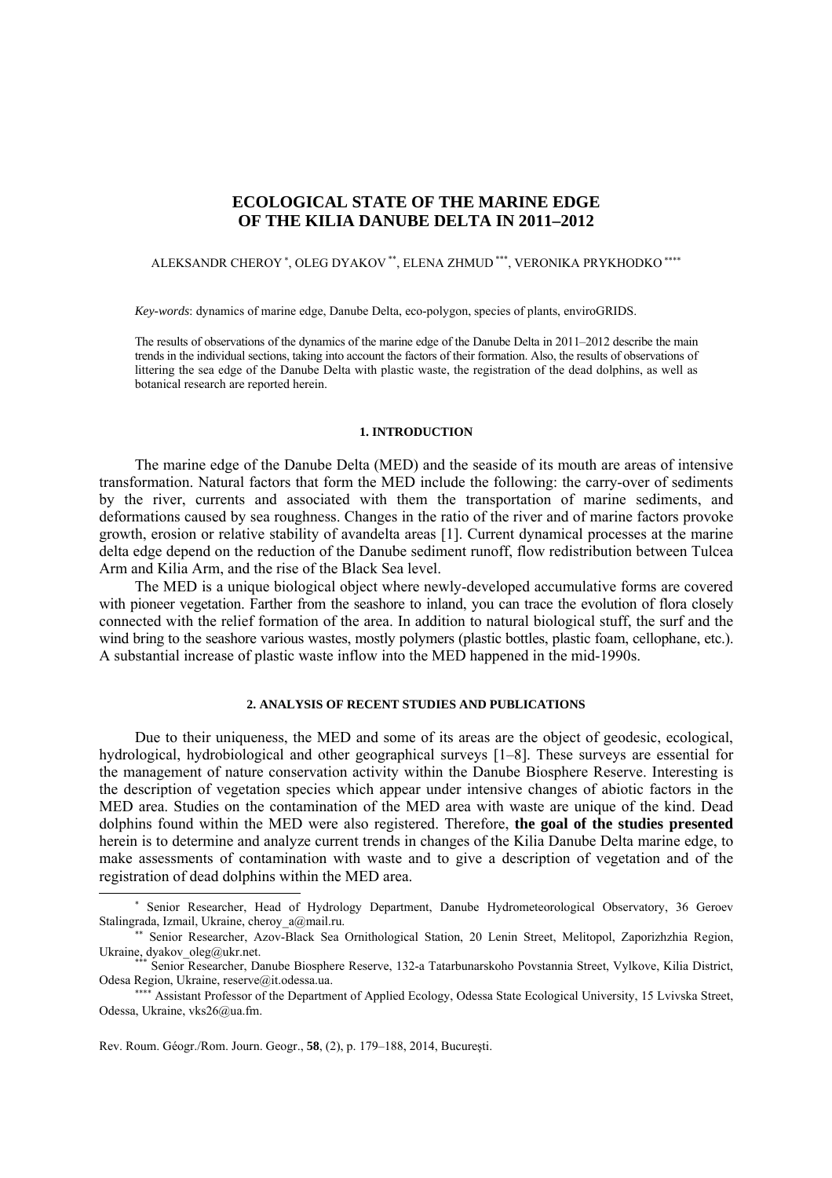# ECOLOGICAL STATE OF THE MARINE EDGE OF THE KILIA DANUBE DELTA IN 2011–2012

ALEKSANDR CHEROY [*], OLEG DYAKOV [**], ELENA ZHMUD [***], VERONIKA PRYKHODKO [****]

*Key-words*: dynamics of marine edge, Danube Delta, eco-polygon, species of plants, enviroGRIDS.

The results of observations of the dynamics of the marine edge of the Danube Delta in 2011–2012 describe the main trends in the individual sections, taking into account the factors of their formation. Also, the results of observations of littering the sea edge of the Danube Delta with plastic waste, the registration of the dead dolphins, as well as botanical research are reported herein.

## 1. INTRODUCTION

The marine edge of the Danube Delta (MED) and the seaside of its mouth are areas of intensive transformation. Natural factors that form the MED include the following: the carry-over of sediments by the river, currents and associated with them the transportation of marine sediments, and deformations caused by sea roughness. Changes in the ratio of the river and of marine factors provoke growth, erosion or relative stability of avandelta areas [1]. Current dynamical processes at the marine delta edge depend on the reduction of the Danube sediment runoff, flow redistribution between Tulcea Arm and Kilia Arm, and the rise of the Black Sea level.

The MED is a unique biological object where newly-developed accumulative forms are covered with pioneer vegetation. Farther from the seashore to inland, you can trace the evolution of flora closely connected with the relief formation of the area. In addition to natural biological stuff, the surf and the wind bring to the seashore various wastes, mostly polymers (plastic bottles, plastic foam, cellophane, etc.). A substantial increase of plastic waste inflow into the MED happened in the mid-1990s.

## 2. ANALYSIS OF RECENT STUDIES AND PUBLICATIONS

Due to their uniqueness, the MED and some of its areas are the object of geodesic, ecological, hydrological, hydrobiological and other geographical surveys [1–8]. These surveys are essential for the management of nature conservation activity within the Danube Biosphere Reserve. Interesting is the description of vegetation species which appear under intensive changes of abiotic factors in the MED area. Studies on the contamination of the MED area with waste are unique of the kind. Dead dolphins found within the MED were also registered. Therefore, **the goal of the studies presented** herein is to determine and analyze current trends in changes of the Kilia Danube Delta marine edge, to make assessments of contamination with waste and to give a description of vegetation and of the registration of dead dolphins within the MED area.

---

[*] Senior Researcher, Head of Hydrology Department, Danube Hydrometeorological Observatory, 36 Geroev Stalingrada, Izmail, Ukraine, cheroy_a@mail.ru.

[**] Senior Researcher, Azov-Black Sea Ornithological Station, 20 Lenin Street, Melitopol, Zaporizhzhia Region, Ukraine, dyakov_oleg@ukr.net.

[***] Senior Researcher, Danube Biosphere Reserve, 132-a Tatarbunarskoho Povstannia Street, Vylkove, Kilia District, Odesa Region, Ukraine, reserve@it.odessa.ua.

[****] Assistant Professor of the Department of Applied Ecology, Odessa State Ecological University, 15 Lvivska Street, Odessa, Ukraine, vks26@ua.fm.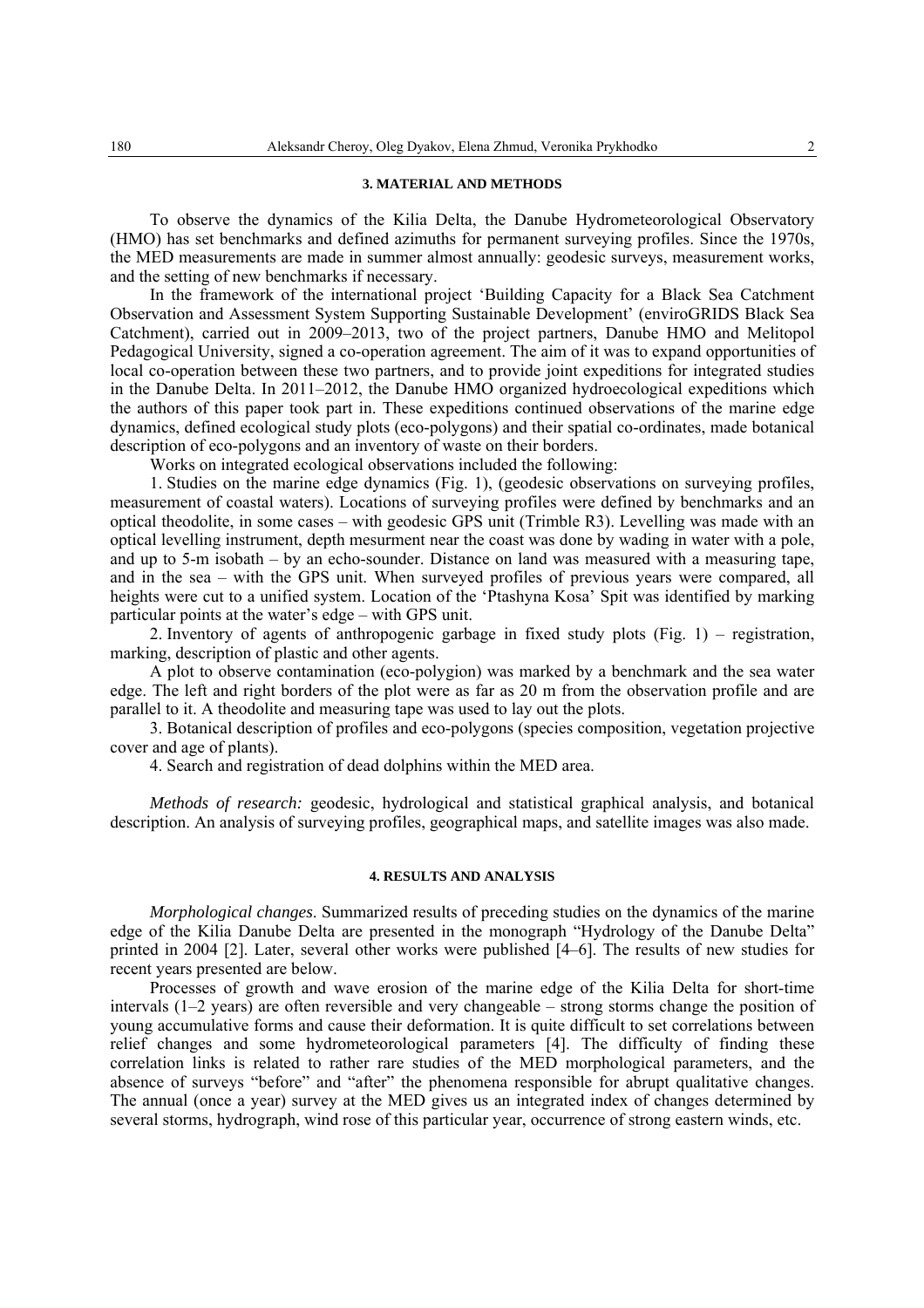## 3. MATERIAL AND METHODS

To observe the dynamics of the Kilia Delta, the Danube Hydrometeorological Observatory (HMO) has set benchmarks and defined azimuths for permanent surveying profiles. Since the 1970s, the MED measurements are made in summer almost annually: geodesic surveys, measurement works, and the setting of new benchmarks if necessary.

In the framework of the international project 'Building Capacity for a Black Sea Catchment Observation and Assessment System Supporting Sustainable Development' (enviroGRIDS Black Sea Catchment), carried out in 2009–2013, two of the project partners, Danube HMO and Melitopol Pedagogical University, signed a co-operation agreement. The aim of it was to expand opportunities of local co-operation between these two partners, and to provide joint expeditions for integrated studies in the Danube Delta. In 2011–2012, the Danube HMO organized hydroecological expeditions which the authors of this paper took part in. These expeditions continued observations of the marine edge dynamics, defined ecological study plots (eco-polygons) and their spatial co-ordinates, made botanical description of eco-polygons and an inventory of waste on their borders.

Works on integrated ecological observations included the following:

1. Studies on the marine edge dynamics (Fig. 1), (geodesic observations on surveying profiles, measurement of coastal waters). Locations of surveying profiles were defined by benchmarks and an optical theodolite, in some cases – with geodesic GPS unit (Trimble R3). Levelling was made with an optical levelling instrument, depth mesurment near the coast was done by wading in water with a pole, and up to 5-m isobath – by an echo-sounder. Distance on land was measured with a measuring tape, and in the sea – with the GPS unit. When surveyed profiles of previous years were compared, all heights were cut to a unified system. Location of the 'Ptashyna Kosa' Spit was identified by marking particular points at the water's edge – with GPS unit.

2. Inventory of agents of anthropogenic garbage in fixed study plots (Fig. 1) – registration, marking, description of plastic and other agents.

A plot to observe contamination (eco-polygion) was marked by a benchmark and the sea water edge. The left and right borders of the plot were as far as 20 m from the observation profile and are parallel to it. A theodolite and measuring tape was used to lay out the plots.

3. Botanical description of profiles and eco-polygons (species composition, vegetation projective cover and age of plants).

4. Search and registration of dead dolphins within the MED area.

*Methods of research:* geodesic, hydrological and statistical graphical analysis, and botanical description. An analysis of surveying profiles, geographical maps, and satellite images was also made.

## 4. RESULTS AND ANALYSIS

*Morphological changes*. Summarized results of preceding studies on the dynamics of the marine edge of the Kilia Danube Delta are presented in the monograph "Hydrology of the Danube Delta" printed in 2004 [2]. Later, several other works were published [4–6]. The results of new studies for recent years presented are below.

Processes of growth and wave erosion of the marine edge of the Kilia Delta for short-time intervals (1–2 years) are often reversible and very changeable – strong storms change the position of young accumulative forms and cause their deformation. It is quite difficult to set correlations between relief changes and some hydrometeorological parameters [4]. The difficulty of finding these correlation links is related to rather rare studies of the MED morphological parameters, and the absence of surveys "before" and "after" the phenomena responsible for abrupt qualitative changes. The annual (once a year) survey at the MED gives us an integrated index of changes determined by several storms, hydrograph, wind rose of this particular year, occurrence of strong eastern winds, etc.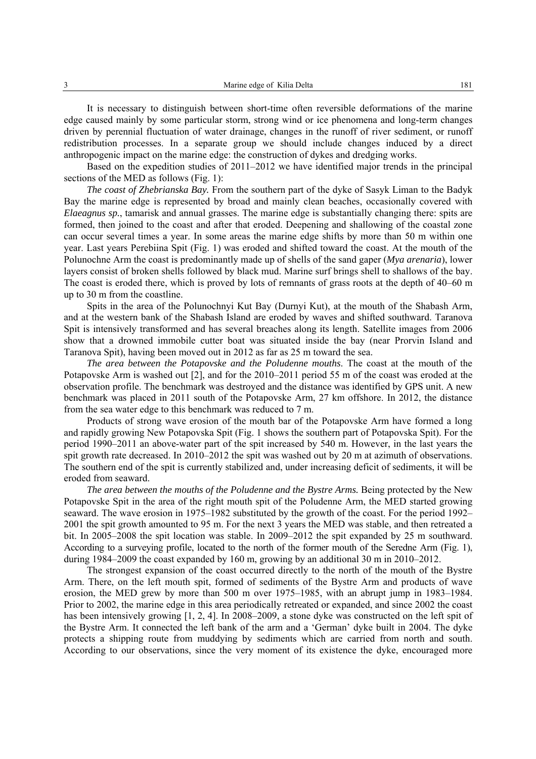It is necessary to distinguish between short-time often reversible deformations of the marine edge caused mainly by some particular storm, strong wind or ice phenomena and long-term changes driven by perennial fluctuation of water drainage, changes in the runoff of river sediment, or runoff redistribution processes. In a separate group we should include changes induced by a direct anthropogenic impact on the marine edge: the construction of dykes and dredging works.

Based on the expedition studies of 2011–2012 we have identified major trends in the principal sections of the MED as follows (Fig. 1):

*The coast of Zhebrianska Bay.* From the southern part of the dyke of Sasyk Liman to the Badyk Bay the marine edge is represented by broad and mainly clean beaches, occasionally covered with *Elaeagnus sp.*, tamarisk and annual grasses. The marine edge is substantially changing there: spits are formed, then joined to the coast and after that eroded. Deepening and shallowing of the coastal zone can occur several times a year. In some areas the marine edge shifts by more than 50 m within one year. Last years Perebiina Spit (Fig. 1) was eroded and shifted toward the coast. At the mouth of the Polunochne Arm the coast is predominantly made up of shells of the sand gaper (*Mya arenaria*), lower layers consist of broken shells followed by black mud. Marine surf brings shell to shallows of the bay. The coast is eroded there, which is proved by lots of remnants of grass roots at the depth of 40–60 m up to 30 m from the coastline.

Spits in the area of the Polunochnyi Kut Bay (Durnyi Kut), at the mouth of the Shabash Arm, and at the western bank of the Shabash Island are eroded by waves and shifted southward. Taranova Spit is intensively transformed and has several breaches along its length. Satellite images from 2006 show that a drowned immobile cutter boat was situated inside the bay (near Prorvin Island and Taranova Spit), having been moved out in 2012 as far as 25 m toward the sea.

*The area between the Potapovske and the Poludenne mouths*. The coast at the mouth of the Potapovske Arm is washed out [2], and for the 2010–2011 period 55 m of the coast was eroded at the observation profile. The benchmark was destroyed and the distance was identified by GPS unit. A new benchmark was placed in 2011 south of the Potapovske Arm, 27 km offshore. In 2012, the distance from the sea water edge to this benchmark was reduced to 7 m.

Products of strong wave erosion of the mouth bar of the Potapovske Arm have formed a long and rapidly growing New Potapovska Spit (Fig. 1 shows the southern part of Potapovska Spit). For the period 1990–2011 an above-water part of the spit increased by 540 m. However, in the last years the spit growth rate decreased. In 2010–2012 the spit was washed out by 20 m at azimuth of observations. The southern end of the spit is currently stabilized and, under increasing deficit of sediments, it will be eroded from seaward.

*The area between the mouths of the Poludenne and the Bystre Arms.* Being protected by the New Potapovske Spit in the area of the right mouth spit of the Poludenne Arm, the MED started growing seaward. The wave erosion in 1975–1982 substituted by the growth of the coast. For the period 1992–2001 the spit growth amounted to 95 m. For the next 3 years the MED was stable, and then retreated a bit. In 2005–2008 the spit location was stable. In 2009–2012 the spit expanded by 25 m southward. According to a surveying profile, located to the north of the former mouth of the Seredne Arm (Fig. 1), during 1984–2009 the coast expanded by 160 m, growing by an additional 30 m in 2010–2012.

The strongest expansion of the coast occurred directly to the north of the mouth of the Bystre Arm. There, on the left mouth spit, formed of sediments of the Bystre Arm and products of wave erosion, the MED grew by more than 500 m over 1975–1985, with an abrupt jump in 1983–1984. Prior to 2002, the marine edge in this area periodically retreated or expanded, and since 2002 the coast has been intensively growing [1, 2, 4]. In 2008–2009, a stone dyke was constructed on the left spit of the Bystre Arm. It connected the left bank of the arm and a 'German' dyke built in 2004. The dyke protects a shipping route from muddying by sediments which are carried from north and south. According to our observations, since the very moment of its existence the dyke, encouraged more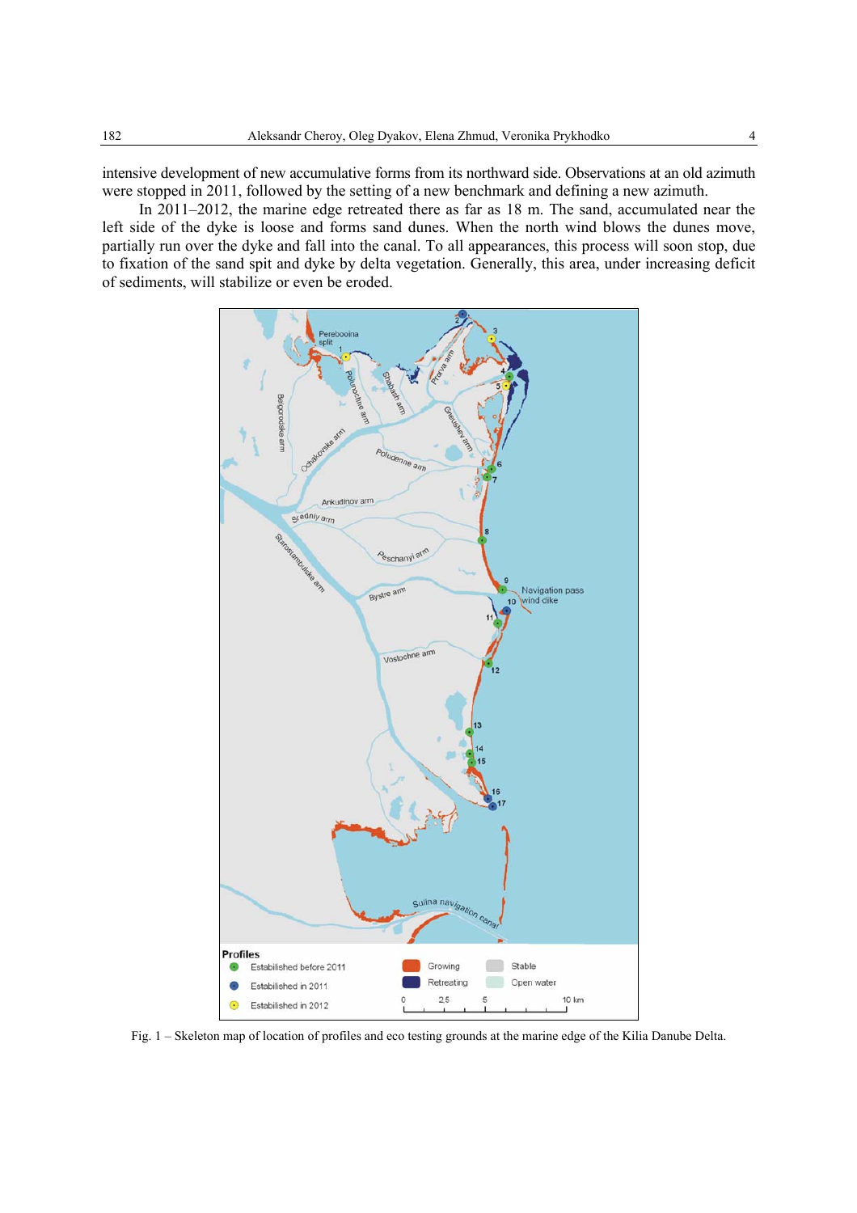intensive development of new accumulative forms from its northward side. Observations at an old azimuth were stopped in 2011, followed by the setting of a new benchmark and defining a new azimuth.

In 2011–2012, the marine edge retreated there as far as 18 m. The sand, accumulated near the left side of the dyke is loose and forms sand dunes. When the north wind blows the dunes move, partially run over the dyke and fall into the canal. To all appearances, this process will soon stop, due to fixation of the sand spit and dyke by delta vegetation. Generally, this area, under increasing deficit of sediments, will stabilize or even be eroded.

Fig. 1 – Skeleton map of location of profiles and eco testing grounds at the marine edge of the Kilia Danube Delta.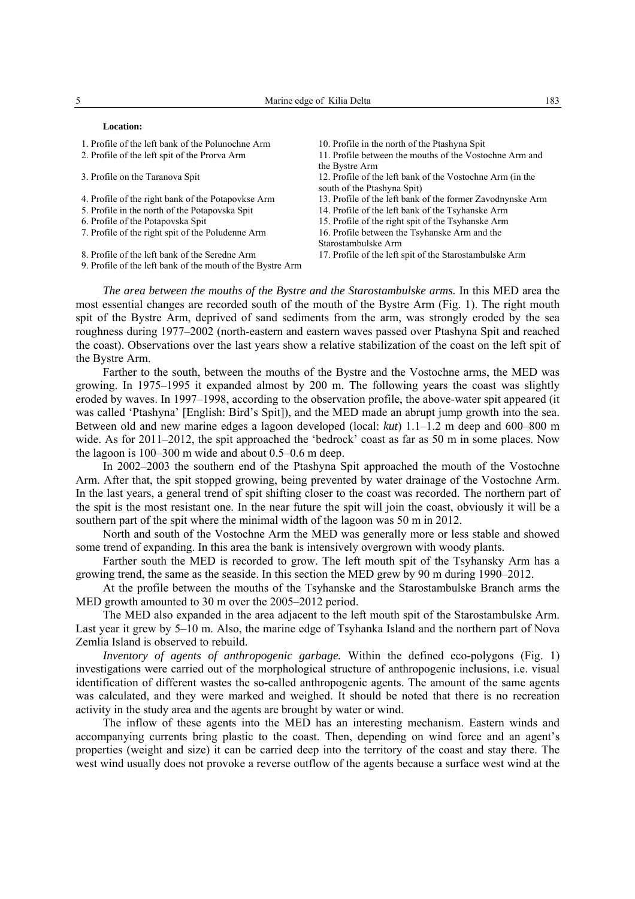**Location:**

1. Profile of the left bank of the Polunochne Arm
2. Profile of the left spit of the Prorva Arm
3. Profile on the Taranova Spit
4. Profile of the right bank of the Potapovkse Arm
5. Profile in the north of the Potapovska Spit
6. Profile of the Potapovska Spit
7. Profile of the right spit of the Poludenne Arm
8. Profile of the left bank of the Seredne Arm
9. Profile of the left bank of the mouth of the Bystre Arm
10. Profile in the north of the Ptashyna Spit
11. Profile between the mouths of the Vostochne Arm and the Bystre Arm
12. Profile of the left bank of the Vostochne Arm (in the south of the Ptashyna Spit)
13. Profile of the left bank of the former Zavodnynske Arm
14. Profile of the left bank of the Tsyhanske Arm
15. Profile of the right spit of the Tsyhanske Arm
16. Profile between the Tsyhanske Arm and the Starostambulske Arm
17. Profile of the left spit of the Starostambulske Arm

*The area between the mouths of the Bystre and the Starostambulske arms.* In this MED area the most essential changes are recorded south of the mouth of the Bystre Arm (Fig. 1). The right mouth spit of the Bystre Arm, deprived of sand sediments from the arm, was strongly eroded by the sea roughness during 1977–2002 (north-eastern and eastern waves passed over Ptashyna Spit and reached the coast). Observations over the last years show a relative stabilization of the coast on the left spit of the Bystre Arm.

Farther to the south, between the mouths of the Bystre and the Vostochne arms, the MED was growing. In 1975–1995 it expanded almost by 200 m. The following years the coast was slightly eroded by waves. In 1997–1998, according to the observation profile, the above-water spit appeared (it was called 'Ptashyna' [English: Bird's Spit]), and the MED made an abrupt jump growth into the sea. Between old and new marine edges a lagoon developed (local: *kut*) 1.1–1.2 m deep and 600–800 m wide. As for 2011–2012, the spit approached the 'bedrock' coast as far as 50 m in some places. Now the lagoon is 100–300 m wide and about 0.5–0.6 m deep.

In 2002–2003 the southern end of the Ptashyna Spit approached the mouth of the Vostochne Arm. After that, the spit stopped growing, being prevented by water drainage of the Vostochne Arm. In the last years, a general trend of spit shifting closer to the coast was recorded. The northern part of the spit is the most resistant one. In the near future the spit will join the coast, obviously it will be a southern part of the spit where the minimal width of the lagoon was 50 m in 2012.

North and south of the Vostochne Arm the MED was generally more or less stable and showed some trend of expanding. In this area the bank is intensively overgrown with woody plants.

Farther south the MED is recorded to grow. The left mouth spit of the Tsyhansky Arm has a growing trend, the same as the seaside. In this section the MED grew by 90 m during 1990–2012.

At the profile between the mouths of the Tsyhanske and the Starostambulske Branch arms the MED growth amounted to 30 m over the 2005–2012 period.

The MED also expanded in the area adjacent to the left mouth spit of the Starostambulske Arm. Last year it grew by 5–10 m. Also, the marine edge of Tsyhanka Island and the northern part of Nova Zemlia Island is observed to rebuild.

*Inventory of agents of anthropogenic garbage.* Within the defined eco-polygons (Fig. 1) investigations were carried out of the morphological structure of anthropogenic inclusions, i.e. visual identification of different wastes the so-called anthropogenic agents. The amount of the same agents was calculated, and they were marked and weighed. It should be noted that there is no recreation activity in the study area and the agents are brought by water or wind.

The inflow of these agents into the MED has an interesting mechanism. Eastern winds and accompanying currents bring plastic to the coast. Then, depending on wind force and an agent's properties (weight and size) it can be carried deep into the territory of the coast and stay there. The west wind usually does not provoke a reverse outflow of the agents because a surface west wind at the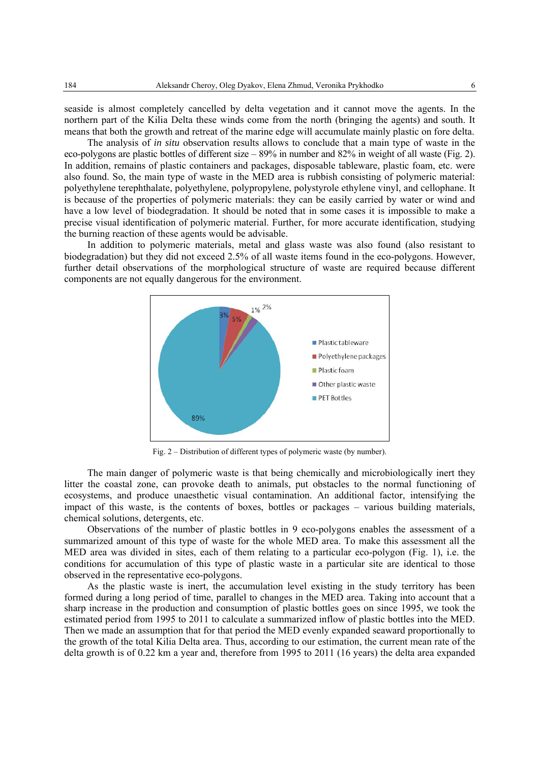seaside is almost completely cancelled by delta vegetation and it cannot move the agents. In the northern part of the Kilia Delta these winds come from the north (bringing the agents) and south. It means that both the growth and retreat of the marine edge will accumulate mainly plastic on fore delta.

The analysis of *in situ* observation results allows to conclude that a main type of waste in the eco-polygons are plastic bottles of different size – 89% in number and 82% in weight of all waste (Fig. 2). In addition, remains of plastic containers and packages, disposable tableware, plastic foam, etc. were also found. So, the main type of waste in the MED area is rubbish consisting of polymeric material: polyethylene terephthalate, polyethylene, polypropylene, polystyrole ethylene vinyl, and cellophane. It is because of the properties of polymeric materials: they can be easily carried by water or wind and have a low level of biodegradation. It should be noted that in some cases it is impossible to make a precise visual identification of polymeric material. Further, for more accurate identification, studying the burning reaction of these agents would be advisable.

In addition to polymeric materials, metal and glass waste was also found (also resistant to biodegradation) but they did not exceed 2.5% of all waste items found in the eco-polygons. However, further detail observations of the morphological structure of waste are required because different components are not equally dangerous for the environment.

Fig. 2 – Distribution of different types of polymeric waste (by number).

The main danger of polymeric waste is that being chemically and microbiologically inert they litter the coastal zone, can provoke death to animals, put obstacles to the normal functioning of ecosystems, and produce unaesthetic visual contamination. An additional factor, intensifying the impact of this waste, is the contents of boxes, bottles or packages – various building materials, chemical solutions, detergents, etc.

Observations of the number of plastic bottles in 9 eco-polygons enables the assessment of a summarized amount of this type of waste for the whole MED area. To make this assessment all the MED area was divided in sites, each of them relating to a particular eco-polygon (Fig. 1), i.e. the conditions for accumulation of this type of plastic waste in a particular site are identical to those observed in the representative eco-polygons.

As the plastic waste is inert, the accumulation level existing in the study territory has been formed during a long period of time, parallel to changes in the MED area. Taking into account that a sharp increase in the production and consumption of plastic bottles goes on since 1995, we took the estimated period from 1995 to 2011 to calculate a summarized inflow of plastic bottles into the MED. Then we made an assumption that for that period the MED evenly expanded seaward proportionally to the growth of the total Kilia Delta area. Thus, according to our estimation, the current mean rate of the delta growth is of 0.22 km a year and, therefore from 1995 to 2011 (16 years) the delta area expanded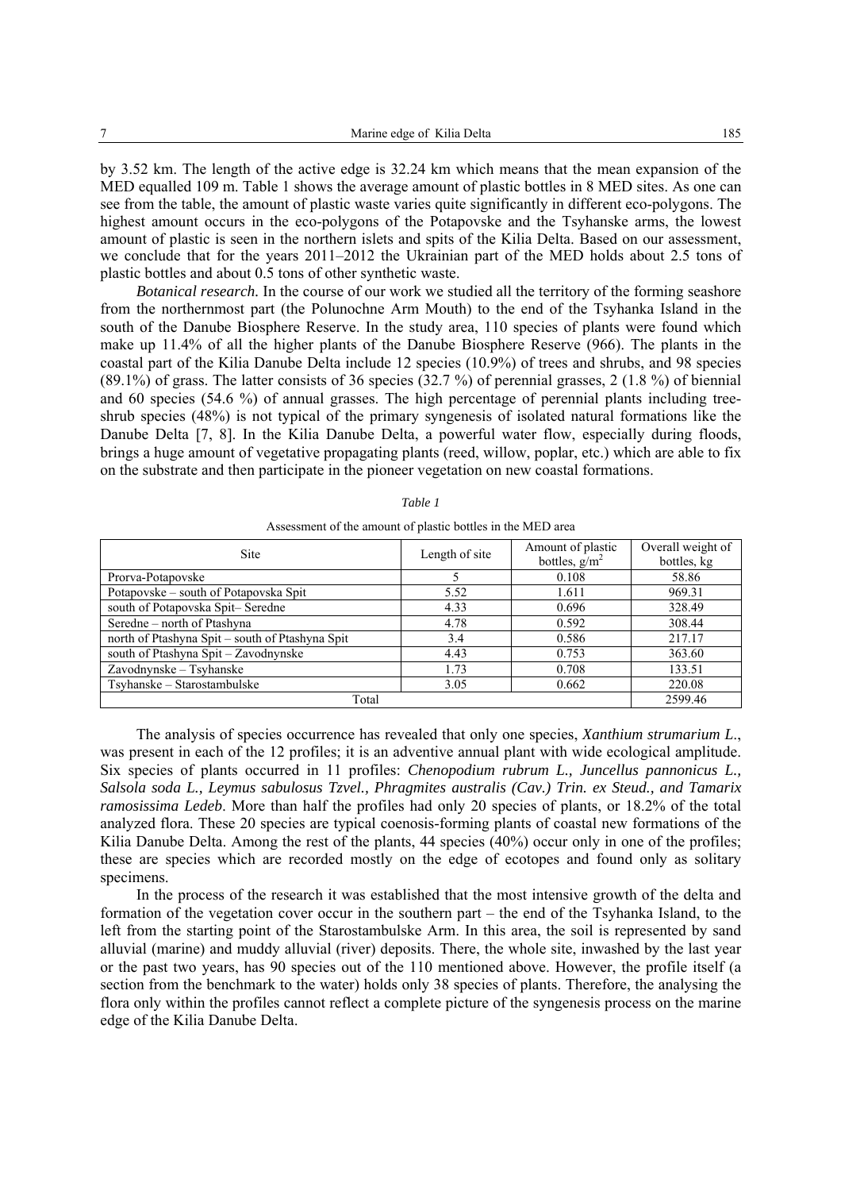by 3.52 km. The length of the active edge is 32.24 km which means that the mean expansion of the MED equalled 109 m. Table 1 shows the average amount of plastic bottles in 8 MED sites. As one can see from the table, the amount of plastic waste varies quite significantly in different eco-polygons. The highest amount occurs in the eco-polygons of the Potapovske and the Tsyhanske arms, the lowest amount of plastic is seen in the northern islets and spits of the Kilia Delta. Based on our assessment, we conclude that for the years 2011–2012 the Ukrainian part of the MED holds about 2.5 tons of plastic bottles and about 0.5 tons of other synthetic waste.

*Botanical research.* In the course of our work we studied all the territory of the forming seashore from the northernmost part (the Polunochne Arm Mouth) to the end of the Tsyhanka Island in the south of the Danube Biosphere Reserve. In the study area, 110 species of plants were found which make up 11.4% of all the higher plants of the Danube Biosphere Reserve (966). The plants in the coastal part of the Kilia Danube Delta include 12 species (10.9%) of trees and shrubs, and 98 species (89.1%) of grass. The latter consists of 36 species (32.7 %) of perennial grasses, 2 (1.8 %) of biennial and 60 species (54.6 %) of annual grasses. The high percentage of perennial plants including tree-shrub species (48%) is not typical of the primary syngenesis of isolated natural formations like the Danube Delta [7, 8]. In the Kilia Danube Delta, a powerful water flow, especially during floods, brings a huge amount of vegetative propagating plants (reed, willow, poplar, etc.) which are able to fix on the substrate and then participate in the pioneer vegetation on new coastal formations.

*Table 1*

Assessment of the amount of plastic bottles in the MED area

| Site | Length of site | Amount of plastic bottles, g/m$^2$ | Overall weight of bottles, kg |
|---|---|---|---|
| Prorva-Potapovske | 5 | 0.108 | 58.86 |
| Potapovske – south of Potapovska Spit | 5.52 | 1.611 | 969.31 |
| south of Potapovska Spit– Seredne | 4.33 | 0.696 | 328.49 |
| Seredne – north of Ptashyna | 4.78 | 0.592 | 308.44 |
| north of Ptashyna Spit – south of Ptashyna Spit | 3.4 | 0.586 | 217.17 |
| south of Ptashyna Spit – Zavodnynske | 4.43 | 0.753 | 363.60 |
| Zavodnynske – Tsyhanske | 1.73 | 0.708 | 133.51 |
| Tsyhanske – Starostambulske | 3.05 | 0.662 | 220.08 |
| Total | | | 2599.46 |

The analysis of species occurrence has revealed that only one species, *Xanthium strumarium L*., was present in each of the 12 profiles; it is an adventive annual plant with wide ecological amplitude. Six species of plants occurred in 11 profiles: *Chenopodium rubrum L., Juncellus pannonicus L., Salsola soda L., Leymus sabulosus Tzvel., Phragmites australis (Cav.) Trin. ex Steud., and Tamarix ramosissima Ledeb*. More than half the profiles had only 20 species of plants, or 18.2% of the total analyzed flora. These 20 species are typical coenosis-forming plants of coastal new formations of the Kilia Danube Delta. Among the rest of the plants, 44 species (40%) occur only in one of the profiles; these are species which are recorded mostly on the edge of ecotopes and found only as solitary specimens.

In the process of the research it was established that the most intensive growth of the delta and formation of the vegetation cover occur in the southern part – the end of the Tsyhanka Island, to the left from the starting point of the Starostambulske Arm. In this area, the soil is represented by sand alluvial (marine) and muddy alluvial (river) deposits. There, the whole site, inwashed by the last year or the past two years, has 90 species out of the 110 mentioned above. However, the profile itself (a section from the benchmark to the water) holds only 38 species of plants. Therefore, the analysing the flora only within the profiles cannot reflect a complete picture of the syngenesis process on the marine edge of the Kilia Danube Delta.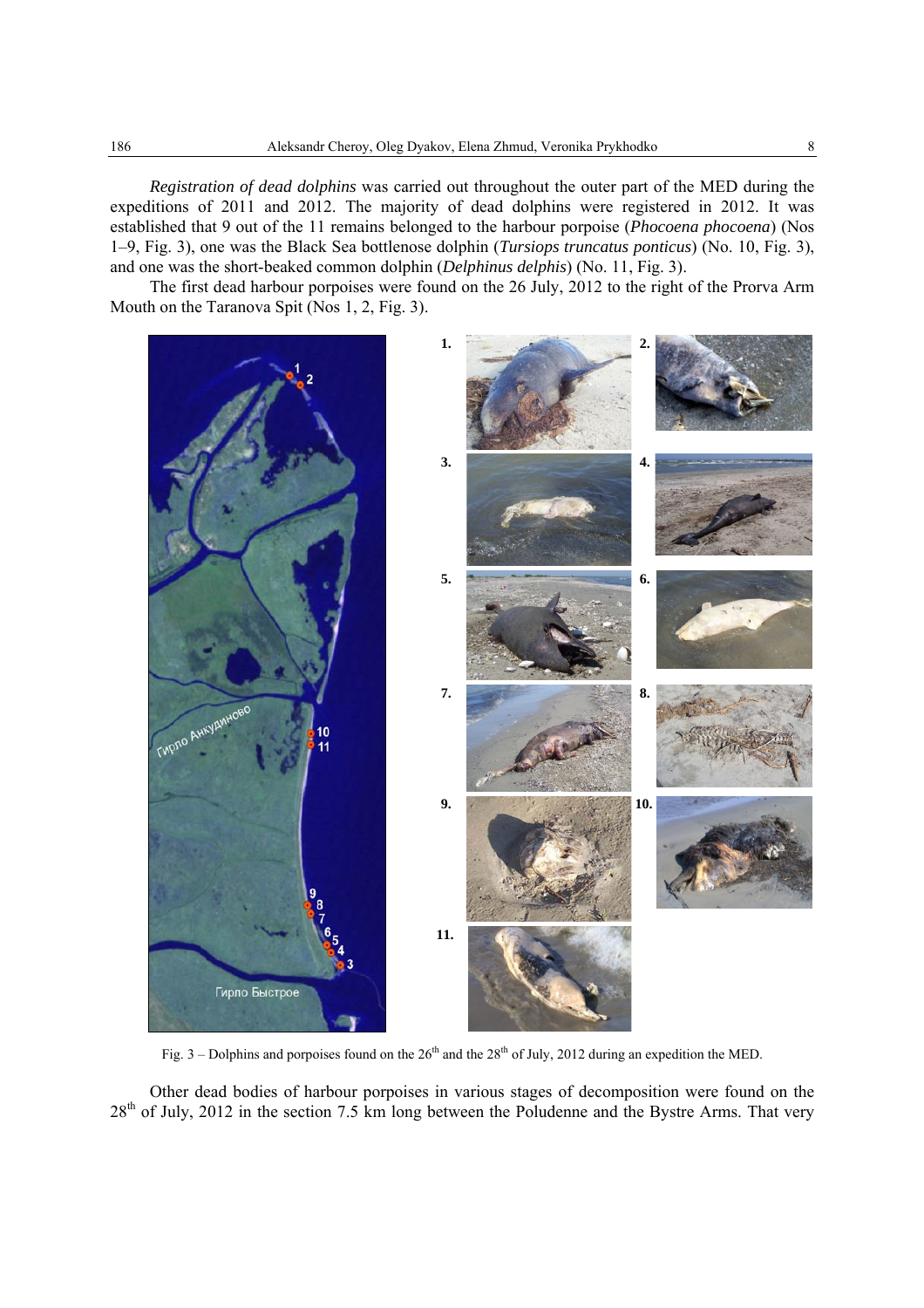*Registration of dead dolphins* was carried out throughout the outer part of the MED during the expeditions of 2011 and 2012. The majority of dead dolphins were registered in 2012. It was established that 9 out of the 11 remains belonged to the harbour porpoise (*Phocoena phocoena*) (Nos 1–9, Fig. 3), one was the Black Sea bottlenose dolphin (*Tursiops truncatus ponticus*) (No. 10, Fig. 3), and one was the short-beaked common dolphin (*Delphinus delphis*) (No. 11, Fig. 3).

The first dead harbour porpoises were found on the 26 July, 2012 to the right of the Prorva Arm Mouth on the Taranova Spit (Nos 1, 2, Fig. 3).

Fig. 3 – Dolphins and porpoises found on the 26th and the 28th of July, 2012 during an expedition the MED.

Other dead bodies of harbour porpoises in various stages of decomposition were found on the 28th of July, 2012 in the section 7.5 km long between the Poludenne and the Bystre Arms. That very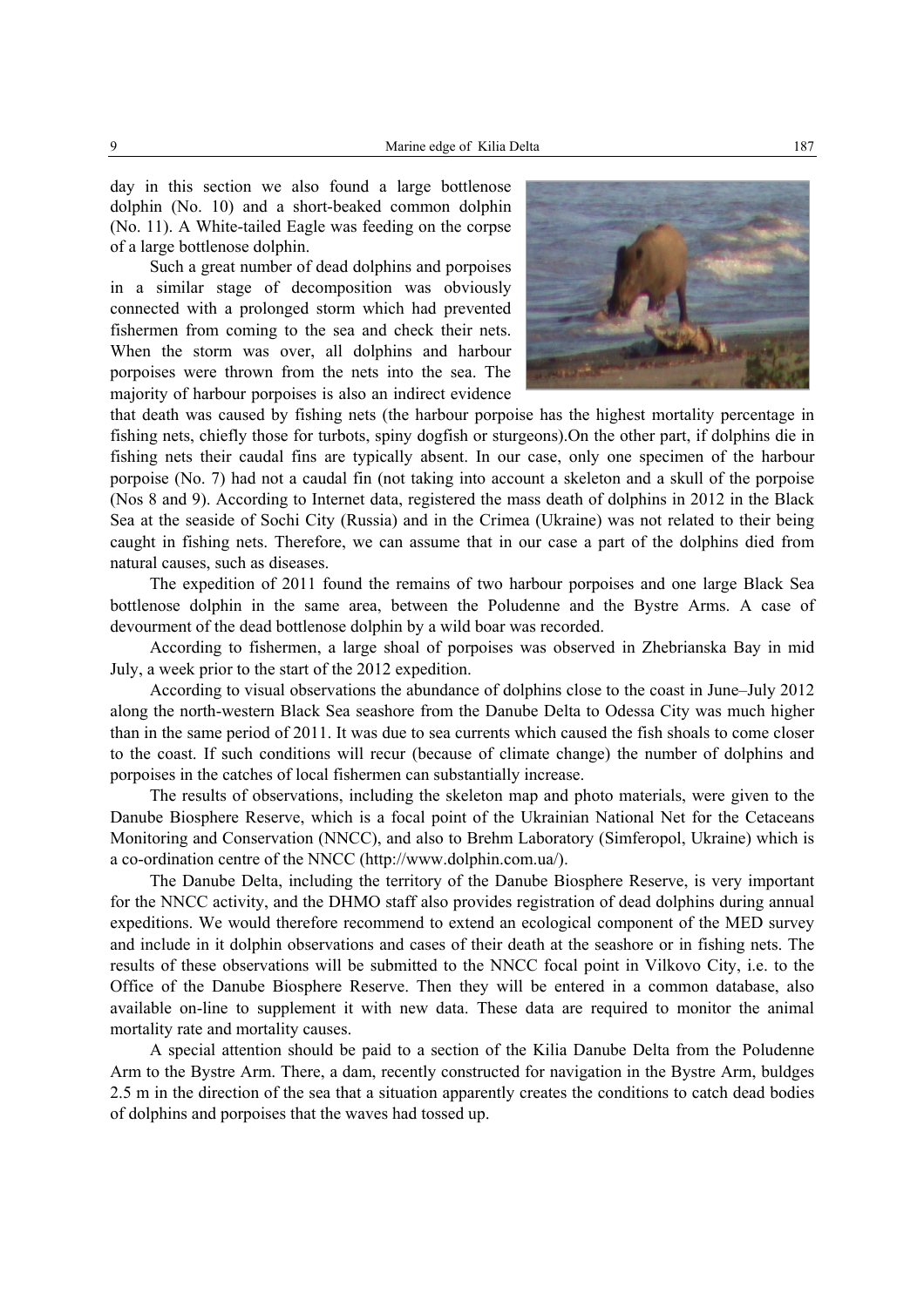day in this section we also found a large bottlenose dolphin (No. 10) and a short-beaked common dolphin (No. 11). A White-tailed Eagle was feeding on the corpse of a large bottlenose dolphin.

Such a great number of dead dolphins and porpoises in a similar stage of decomposition was obviously connected with a prolonged storm which had prevented fishermen from coming to the sea and check their nets. When the storm was over, all dolphins and harbour porpoises were thrown from the nets into the sea. The majority of harbour porpoises is also an indirect evidence that death was caused by fishing nets (the harbour porpoise has the highest mortality percentage in fishing nets, chiefly those for turbots, spiny dogfish or sturgeons).On the other part, if dolphins die in fishing nets their caudal fins are typically absent. In our case, only one specimen of the harbour porpoise (No. 7) had not a caudal fin (not taking into account a skeleton and a skull of the porpoise (Nos 8 and 9). According to Internet data, registered the mass death of dolphins in 2012 in the Black Sea at the seaside of Sochi City (Russia) and in the Crimea (Ukraine) was not related to their being caught in fishing nets. Therefore, we can assume that in our case a part of the dolphins died from natural causes, such as diseases.

The expedition of 2011 found the remains of two harbour porpoises and one large Black Sea bottlenose dolphin in the same area, between the Poludenne and the Bystre Arms. A case of devourment of the dead bottlenose dolphin by a wild boar was recorded.

According to fishermen, a large shoal of porpoises was observed in Zhebrianska Bay in mid July, a week prior to the start of the 2012 expedition.

According to visual observations the abundance of dolphins close to the coast in June–July 2012 along the north-western Black Sea seashore from the Danube Delta to Odessa City was much higher than in the same period of 2011. It was due to sea currents which caused the fish shoals to come closer to the coast. If such conditions will recur (because of climate change) the number of dolphins and porpoises in the catches of local fishermen can substantially increase.

The results of observations, including the skeleton map and photo materials, were given to the Danube Biosphere Reserve, which is a focal point of the Ukrainian National Net for the Cetaceans Monitoring and Conservation (NNCC), and also to Brehm Laboratory (Simferopol, Ukraine) which is a co-ordination centre of the NNCC (http://www.dolphin.com.ua/).

The Danube Delta, including the territory of the Danube Biosphere Reserve, is very important for the NNCC activity, and the DHMO staff also provides registration of dead dolphins during annual expeditions. We would therefore recommend to extend an ecological component of the MED survey and include in it dolphin observations and cases of their death at the seashore or in fishing nets. The results of these observations will be submitted to the NNCC focal point in Vilkovo City, i.e. to the Office of the Danube Biosphere Reserve. Then they will be entered in a common database, also available on-line to supplement it with new data. These data are required to monitor the animal mortality rate and mortality causes.

A special attention should be paid to a section of the Kilia Danube Delta from the Poludenne Arm to the Bystre Arm. There, a dam, recently constructed for navigation in the Bystre Arm, buldges 2.5 m in the direction of the sea that a situation apparently creates the conditions to catch dead bodies of dolphins and porpoises that the waves had tossed up.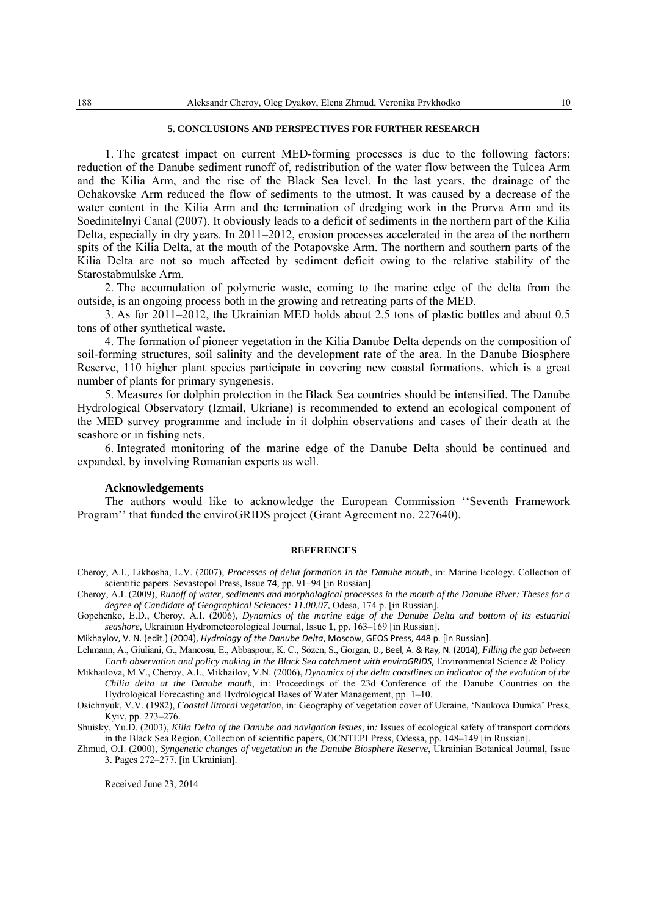## 5. CONCLUSIONS AND PERSPECTIVES FOR FURTHER RESEARCH

1. The greatest impact on current MED-forming processes is due to the following factors: reduction of the Danube sediment runoff of, redistribution of the water flow between the Tulcea Arm and the Kilia Arm, and the rise of the Black Sea level. In the last years, the drainage of the Ochakovske Arm reduced the flow of sediments to the utmost. It was caused by a decrease of the water content in the Kilia Arm and the termination of dredging work in the Prorva Arm and its Soedinitelnyi Canal (2007). It obviously leads to a deficit of sediments in the northern part of the Kilia Delta, especially in dry years. In 2011–2012, erosion processes accelerated in the area of the northern spits of the Kilia Delta, at the mouth of the Potapovske Arm. The northern and southern parts of the Kilia Delta are not so much affected by sediment deficit owing to the relative stability of the Starostabmulske Arm.

2. The accumulation of polymeric waste, coming to the marine edge of the delta from the outside, is an ongoing process both in the growing and retreating parts of the MED.

3. As for 2011–2012, the Ukrainian MED holds about 2.5 tons of plastic bottles and about 0.5 tons of other synthetical waste.

4. The formation of pioneer vegetation in the Kilia Danube Delta depends on the composition of soil-forming structures, soil salinity and the development rate of the area. In the Danube Biosphere Reserve, 110 higher plant species participate in covering new coastal formations, which is a great number of plants for primary syngenesis.

5. Measures for dolphin protection in the Black Sea countries should be intensified. The Danube Hydrological Observatory (Izmail, Ukriane) is recommended to extend an ecological component of the MED survey programme and include in it dolphin observations and cases of their death at the seashore or in fishing nets.

6. Integrated monitoring of the marine edge of the Danube Delta should be continued and expanded, by involving Romanian experts as well.

### Acknowledgements

The authors would like to acknowledge the European Commission ''Seventh Framework Program'' that funded the enviroGRIDS project (Grant Agreement no. 227640).

## REFERENCES

Cheroy, A.I., Likhosha, L.V. (2007), *Processes of delta formation in the Danube mouth*, in: Marine Ecology. Collection of scientific papers. Sevastopol Press, Issue **74**, pp. 91–94 [in Russian].

Cheroy, A.I. (2009), *Runoff of water, sediments and morphological processes in the mouth of the Danube River: Theses for a degree of Candidate of Geographical Sciences: 11.00.07*, Odesa, 174 p. [in Russian].

Gopchenko, E.D., Cheroy, A.I. (2006), *Dynamics of the marine edge of the Danube Delta and bottom of its estuarial seashore*, Ukrainian Hydrometeorological Journal, Issue **1**, pp. 163–169 [in Russian].

Mikhaylov, V. N. (edit.) (2004), *Hydrology of the Danube Delta*, Moscow, GEOS Press, 448 p. [in Russian].

Lehmann, A., Giuliani, G., Mancosu, E., Abbaspour, K. C., Sözen, S., Gorgan, D., Beel, A. & Ray, N. (2014), *Filling the gap between Earth observation and policy making in the Black Sea catchment with enviroGRIDS*, Environmental Science & Policy.

Mikhailova, M.V., Cheroy, A.I., Mikhailov, V.N. (2006), *Dynamics of the delta coastlines an indicator of the evolution of the Chilia delta at the Danube mouth*, in: Proceedings of the 23d Conference of the Danube Countries on the Hydrological Forecasting and Hydrological Bases of Water Management, pp. 1–10.

Osichnyuk, V.V. (1982), *Coastal littoral vegetation*, in: Geography of vegetation cover of Ukraine, 'Naukova Dumka' Press, Kyiv, pp. 273–276.

Shuisky, Yu.D. (2003), *Kilia Delta of the Danube and navigation issues*, in*:* Issues of ecological safety of transport corridors in the Black Sea Region, Collection of scientific papers, OCNTEPI Press, Odessa, pp. 148–149 [in Russian].

Zhmud, O.I. (2000), *Syngenetic changes of vegetation in the Danube Biosphere Reserve*, Ukrainian Botanical Journal, Issue 3. Pages 272–277. [in Ukrainian].

Received June 23, 2014